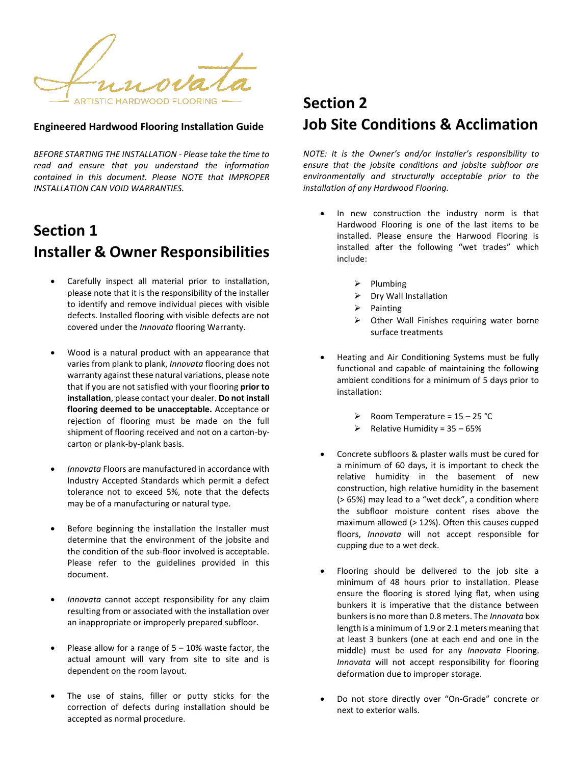Innovata

ARTISTIC HARDWOOD FLOORING

**Engineered Hardwood Flooring Installation Guide**

*BEFORE STARTING THE INSTALLATION - Please take the time to read and ensure that you understand the information contained in this document. Please NOTE that IMPROPER INSTALLATION CAN VOID WARRANTIES.*

# Section 1
# Installer & Owner Responsibilities

- Carefully inspect all material prior to installation, please note that it is the responsibility of the installer to identify and remove individual pieces with visible defects. Installed flooring with visible defects are not covered under the *Innovata* flooring Warranty.
- Wood is a natural product with an appearance that varies from plank to plank, *Innovata* flooring does not warranty against these natural variations, please note that if you are not satisfied with your flooring **prior to installation**, please contact your dealer. **Do not install flooring deemed to be unacceptable.** Acceptance or rejection of flooring must be made on the full shipment of flooring received and not on a carton-by-carton or plank-by-plank basis.
- *Innovata* Floors are manufactured in accordance with Industry Accepted Standards which permit a defect tolerance not to exceed 5%, note that the defects may be of a manufacturing or natural type.
- Before beginning the installation the Installer must determine that the environment of the jobsite and the condition of the sub-floor involved is acceptable. Please refer to the guidelines provided in this document.
- *Innovata* cannot accept responsibility for any claim resulting from or associated with the installation over an inappropriate or improperly prepared subfloor.
- Please allow for a range of 5 – 10% waste factor, the actual amount will vary from site to site and is dependent on the room layout.
- The use of stains, filler or putty sticks for the correction of defects during installation should be accepted as normal procedure.

# Section 2
# Job Site Conditions & Acclimation

*NOTE: It is the Owner's and/or Installer's responsibility to ensure that the jobsite conditions and jobsite subfloor are environmentally and structurally acceptable prior to the installation of any Hardwood Flooring.*

- In new construction the industry norm is that Hardwood Flooring is one of the last items to be installed. Please ensure the Harwood Flooring is installed after the following "wet trades" which include:
  - Plumbing
  - Dry Wall Installation
  - Painting
  - Other Wall Finishes requiring water borne surface treatments
- Heating and Air Conditioning Systems must be fully functional and capable of maintaining the following ambient conditions for a minimum of 5 days prior to installation:
  - Room Temperature = 15 – 25 °C
  - Relative Humidity = 35 – 65%
- Concrete subfloors & plaster walls must be cured for a minimum of 60 days, it is important to check the relative humidity in the basement of new construction, high relative humidity in the basement (> 65%) may lead to a "wet deck", a condition where the subfloor moisture content rises above the maximum allowed (> 12%). Often this causes cupped floors, *Innovata* will not accept responsible for cupping due to a wet deck.
- Flooring should be delivered to the job site a minimum of 48 hours prior to installation. Please ensure the flooring is stored lying flat, when using bunkers it is imperative that the distance between bunkers is no more than 0.8 meters. The *Innovata* box length is a minimum of 1.9 or 2.1 meters meaning that at least 3 bunkers (one at each end and one in the middle) must be used for any *Innovata* Flooring. *Innovata* will not accept responsibility for flooring deformation due to improper storage.
- Do not store directly over "On-Grade" concrete or next to exterior walls.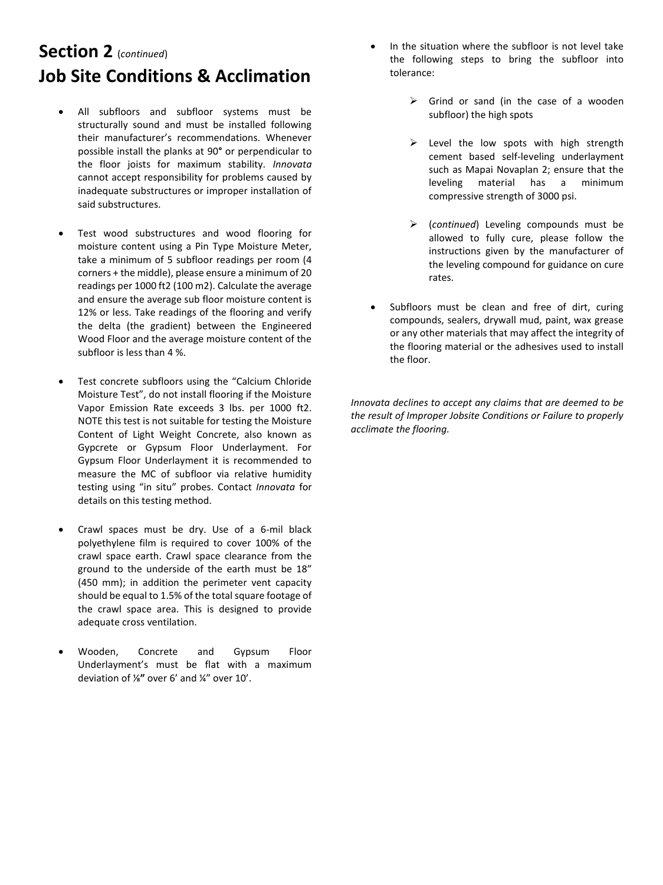# Section 2 (*continued*)

# Job Site Conditions & Acclimation

- All subfloors and subfloor systems must be structurally sound and must be installed following their manufacturer's recommendations. Whenever possible install the planks at 90° or perpendicular to the floor joists for maximum stability. *Innovata* cannot accept responsibility for problems caused by inadequate substructures or improper installation of said substructures.

- Test wood substructures and wood flooring for moisture content using a Pin Type Moisture Meter, take a minimum of 5 subfloor readings per room (4 corners + the middle), please ensure a minimum of 20 readings per 1000 ft2 (100 m2). Calculate the average and ensure the average sub floor moisture content is 12% or less. Take readings of the flooring and verify the delta (the gradient) between the Engineered Wood Floor and the average moisture content of the subfloor is less than 4 %.

- Test concrete subfloors using the "Calcium Chloride Moisture Test", do not install flooring if the Moisture Vapor Emission Rate exceeds 3 lbs. per 1000 ft2. NOTE this test is not suitable for testing the Moisture Content of Light Weight Concrete, also known as Gypcrete or Gypsum Floor Underlayment. For Gypsum Floor Underlayment it is recommended to measure the MC of subfloor via relative humidity testing using "in situ" probes. Contact *Innovata* for details on this testing method.

- Crawl spaces must be dry. Use of a 6-mil black polyethylene film is required to cover 100% of the crawl space earth. Crawl space clearance from the ground to the underside of the earth must be 18" (450 mm); in addition the perimeter vent capacity should be equal to 1.5% of the total square footage of the crawl space area. This is designed to provide adequate cross ventilation.

- Wooden, Concrete and Gypsum Floor Underlayment's must be flat with a maximum deviation of ⅛**"** over 6' and ¼" over 10'.

- In the situation where the subfloor is not level take the following steps to bring the subfloor into tolerance:

  - Grind or sand (in the case of a wooden subfloor) the high spots

  - Level the low spots with high strength cement based self-leveling underlayment such as Mapai Novaplan 2; ensure that the leveling material has a minimum compressive strength of 3000 psi.

  - (*continued*) Leveling compounds must be allowed to fully cure, please follow the instructions given by the manufacturer of the leveling compound for guidance on cure rates.

- Subfloors must be clean and free of dirt, curing compounds, sealers, drywall mud, paint, wax grease or any other materials that may affect the integrity of the flooring material or the adhesives used to install the floor.

*Innovata declines to accept any claims that are deemed to be the result of Improper Jobsite Conditions or Failure to properly acclimate the flooring.*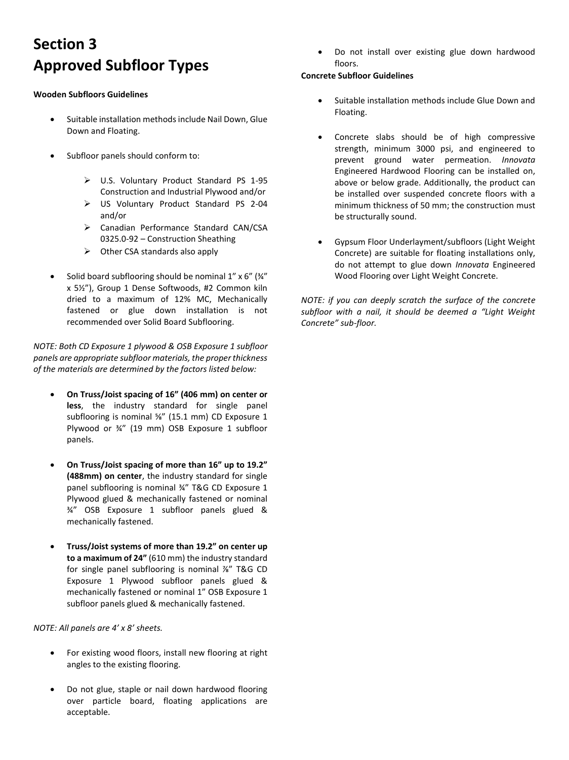# Section 3
# Approved Subfloor Types

**Wooden Subfloors Guidelines**

- Suitable installation methods include Nail Down, Glue Down and Floating.

- Subfloor panels should conform to:

    - U.S. Voluntary Product Standard PS 1-95 Construction and Industrial Plywood and/or
    - US Voluntary Product Standard PS 2-04 and/or
    - Canadian Performance Standard CAN/CSA 0325.0-92 – Construction Sheathing
    - Other CSA standards also apply

- Solid board subflooring should be nominal 1" x 6" (¾" x 5½"), Group 1 Dense Softwoods, #2 Common kiln dried to a maximum of 12% MC, Mechanically fastened or glue down installation is not recommended over Solid Board Subflooring.

*NOTE: Both CD Exposure 1 plywood & OSB Exposure 1 subfloor panels are appropriate subfloor materials, the proper thickness of the materials are determined by the factors listed below:*

- **On Truss/Joist spacing of 16" (406 mm) on center or less**, the industry standard for single panel subflooring is nominal ⅝" (15.1 mm) CD Exposure 1 Plywood or ¾" (19 mm) OSB Exposure 1 subfloor panels.

- **On Truss/Joist spacing of more than 16" up to 19.2" (488mm) on center**, the industry standard for single panel subflooring is nominal ¾" T&G CD Exposure 1 Plywood glued & mechanically fastened or nominal ¾" OSB Exposure 1 subfloor panels glued & mechanically fastened.

- **Truss/Joist systems of more than 19.2" on center up to a maximum of 24"** (610 mm) the industry standard for single panel subflooring is nominal ⅞" T&G CD Exposure 1 Plywood subfloor panels glued & mechanically fastened or nominal 1" OSB Exposure 1 subfloor panels glued & mechanically fastened.

*NOTE: All panels are 4' x 8' sheets.*

- For existing wood floors, install new flooring at right angles to the existing flooring.

- Do not glue, staple or nail down hardwood flooring over particle board, floating applications are acceptable.

- Do not install over existing glue down hardwood floors.

**Concrete Subfloor Guidelines**

- Suitable installation methods include Glue Down and Floating.

- Concrete slabs should be of high compressive strength, minimum 3000 psi, and engineered to prevent ground water permeation. *Innovata* Engineered Hardwood Flooring can be installed on, above or below grade. Additionally, the product can be installed over suspended concrete floors with a minimum thickness of 50 mm; the construction must be structurally sound.

- Gypsum Floor Underlayment/subfloors (Light Weight Concrete) are suitable for floating installations only, do not attempt to glue down *Innovata* Engineered Wood Flooring over Light Weight Concrete.

*NOTE: if you can deeply scratch the surface of the concrete subfloor with a nail, it should be deemed a "Light Weight Concrete" sub-floor.*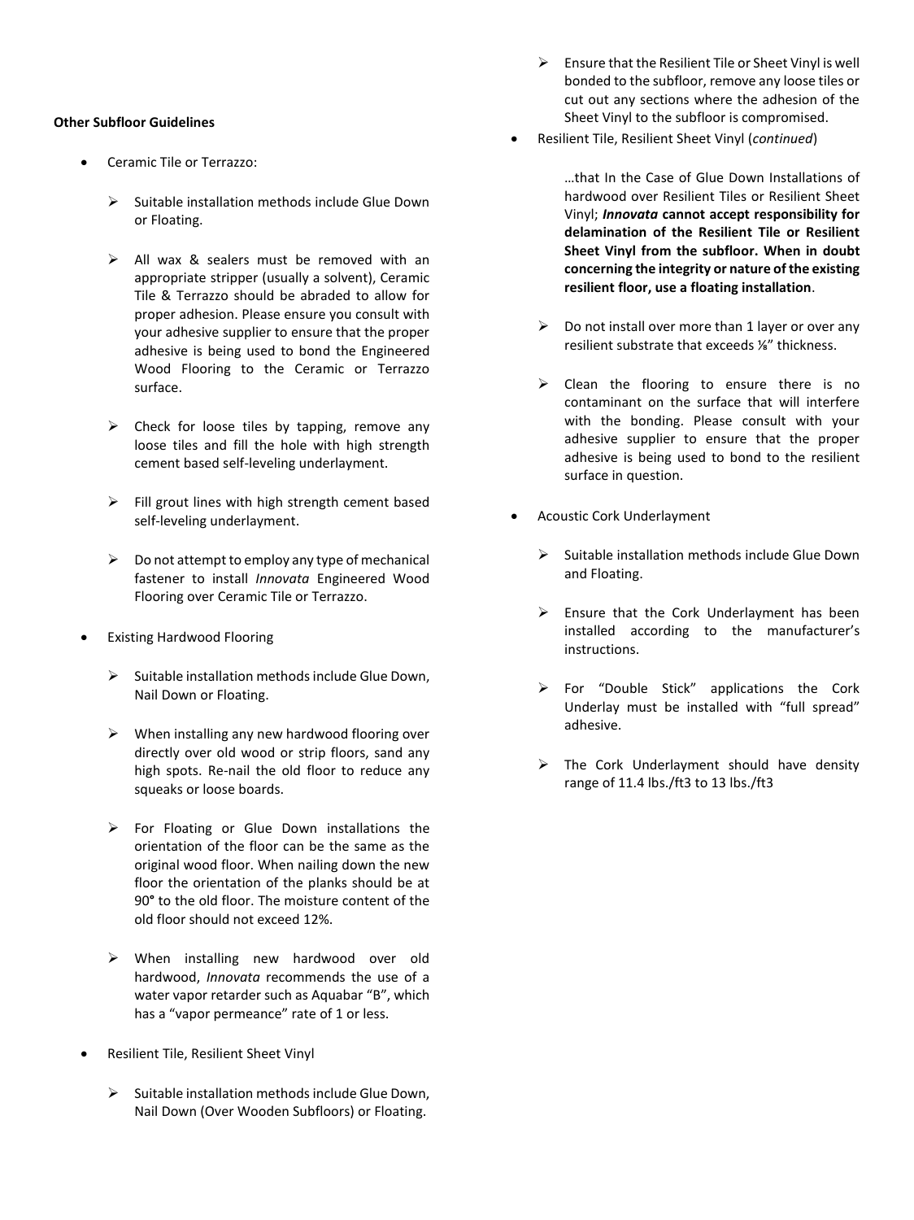**Other Subfloor Guidelines**

- Ceramic Tile or Terrazzo:
    - Suitable installation methods include Glue Down or Floating.
    - All wax & sealers must be removed with an appropriate stripper (usually a solvent), Ceramic Tile & Terrazzo should be abraded to allow for proper adhesion. Please ensure you consult with your adhesive supplier to ensure that the proper adhesive is being used to bond the Engineered Wood Flooring to the Ceramic or Terrazzo surface.
    - Check for loose tiles by tapping, remove any loose tiles and fill the hole with high strength cement based self-leveling underlayment.
    - Fill grout lines with high strength cement based self-leveling underlayment.
    - Do not attempt to employ any type of mechanical fastener to install *Innovata* Engineered Wood Flooring over Ceramic Tile or Terrazzo.
- Existing Hardwood Flooring
    - Suitable installation methods include Glue Down, Nail Down or Floating.
    - When installing any new hardwood flooring over directly over old wood or strip floors, sand any high spots. Re-nail the old floor to reduce any squeaks or loose boards.
    - For Floating or Glue Down installations the orientation of the floor can be the same as the original wood floor. When nailing down the new floor the orientation of the planks should be at 90° to the old floor. The moisture content of the old floor should not exceed 12%.
    - When installing new hardwood over old hardwood, *Innovata* recommends the use of a water vapor retarder such as Aquabar "B", which has a "vapor permeance" rate of 1 or less.
- Resilient Tile, Resilient Sheet Vinyl
    - Suitable installation methods include Glue Down, Nail Down (Over Wooden Subfloors) or Floating.
    - Ensure that the Resilient Tile or Sheet Vinyl is well bonded to the subfloor, remove any loose tiles or cut out any sections where the adhesion of the Sheet Vinyl to the subfloor is compromised.
- Resilient Tile, Resilient Sheet Vinyl (*continued*)

    …that In the Case of Glue Down Installations of hardwood over Resilient Tiles or Resilient Sheet Vinyl; ***Innovata*** **cannot accept responsibility for delamination of the Resilient Tile or Resilient Sheet Vinyl from the subfloor. When in doubt concerning the integrity or nature of the existing resilient floor, use a floating installation**.

    - Do not install over more than 1 layer or over any resilient substrate that exceeds ⅛" thickness.
    - Clean the flooring to ensure there is no contaminant on the surface that will interfere with the bonding. Please consult with your adhesive supplier to ensure that the proper adhesive is being used to bond to the resilient surface in question.
- Acoustic Cork Underlayment
    - Suitable installation methods include Glue Down and Floating.
    - Ensure that the Cork Underlayment has been installed according to the manufacturer's instructions.
    - For "Double Stick" applications the Cork Underlay must be installed with "full spread" adhesive.
    - The Cork Underlayment should have density range of 11.4 lbs./ft3 to 13 lbs./ft3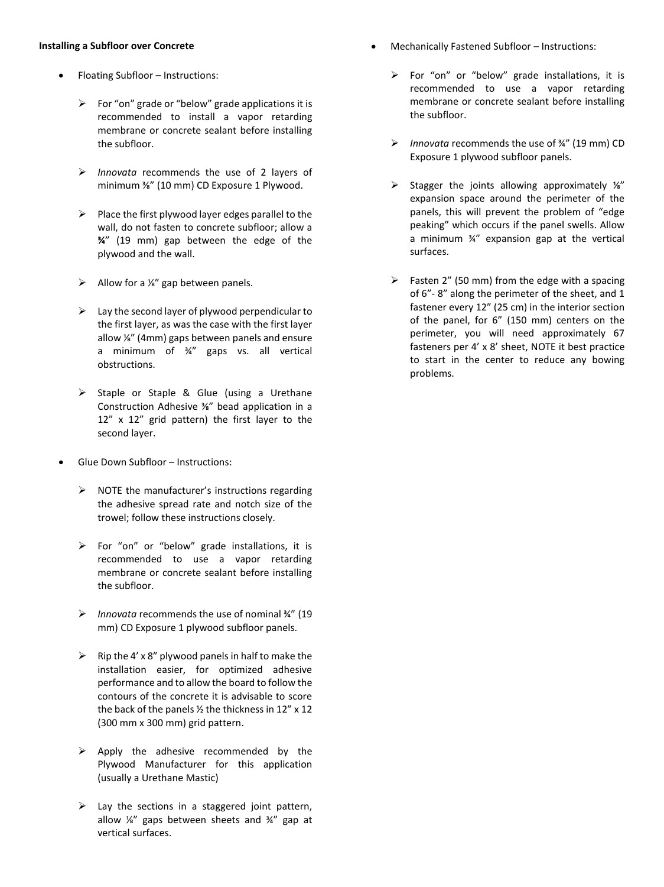**Installing a Subfloor over Concrete**

- Floating Subfloor – Instructions:
  - For "on" grade or "below" grade applications it is recommended to install a vapor retarding membrane or concrete sealant before installing the subfloor.
  - *Innovata* recommends the use of 2 layers of minimum ⅜" (10 mm) CD Exposure 1 Plywood.
  - Place the first plywood layer edges parallel to the wall, do not fasten to concrete subfloor; allow a **¾**" (19 mm) gap between the edge of the plywood and the wall.
  - Allow for a ⅛" gap between panels.
  - Lay the second layer of plywood perpendicular to the first layer, as was the case with the first layer allow ⅛" (4mm) gaps between panels and ensure a minimum of ¾" gaps vs. all vertical obstructions.
  - Staple or Staple & Glue (using a Urethane Construction Adhesive ⅜" bead application in a 12" x 12" grid pattern) the first layer to the second layer.
- Glue Down Subfloor – Instructions:
  - NOTE the manufacturer's instructions regarding the adhesive spread rate and notch size of the trowel; follow these instructions closely.
  - For "on" or "below" grade installations, it is recommended to use a vapor retarding membrane or concrete sealant before installing the subfloor.
  - *Innovata* recommends the use of nominal ¾" (19 mm) CD Exposure 1 plywood subfloor panels.
  - Rip the 4' x 8" plywood panels in half to make the installation easier, for optimized adhesive performance and to allow the board to follow the contours of the concrete it is advisable to score the back of the panels ½ the thickness in 12" x 12 (300 mm x 300 mm) grid pattern.
  - Apply the adhesive recommended by the Plywood Manufacturer for this application (usually a Urethane Mastic)
  - Lay the sections in a staggered joint pattern, allow ⅛" gaps between sheets and ¾" gap at vertical surfaces.
- Mechanically Fastened Subfloor – Instructions:
  - For "on" or "below" grade installations, it is recommended to use a vapor retarding membrane or concrete sealant before installing the subfloor.
  - *Innovata* recommends the use of ¾" (19 mm) CD Exposure 1 plywood subfloor panels.
  - Stagger the joints allowing approximately ⅛" expansion space around the perimeter of the panels, this will prevent the problem of "edge peaking" which occurs if the panel swells. Allow a minimum ¾" expansion gap at the vertical surfaces.
  - Fasten 2" (50 mm) from the edge with a spacing of 6"- 8" along the perimeter of the sheet, and 1 fastener every 12" (25 cm) in the interior section of the panel, for 6" (150 mm) centers on the perimeter, you will need approximately 67 fasteners per 4' x 8' sheet, NOTE it best practice to start in the center to reduce any bowing problems.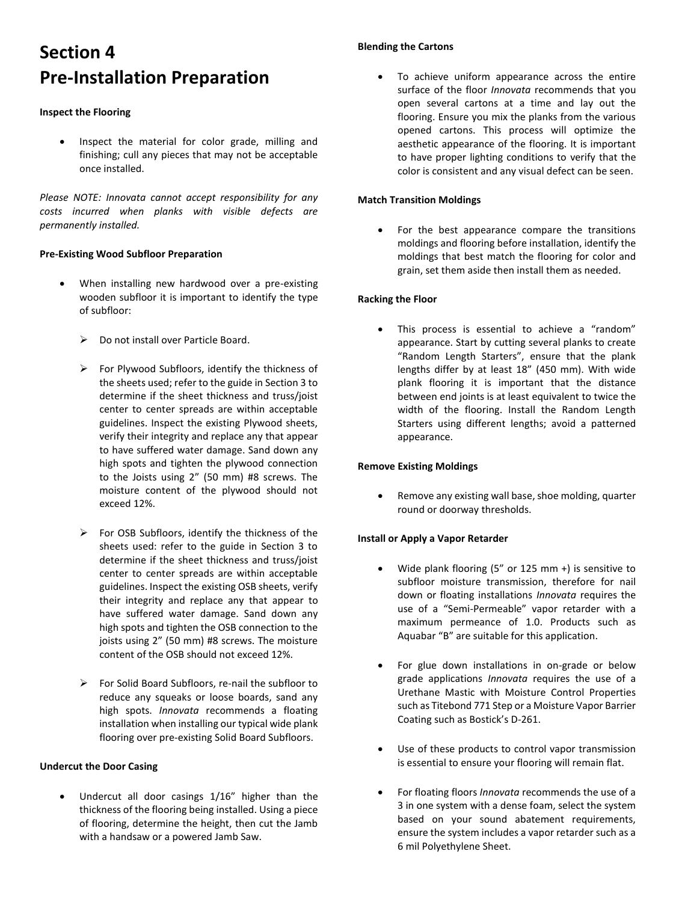# Section 4
# Pre-Installation Preparation

**Inspect the Flooring**

- Inspect the material for color grade, milling and finishing; cull any pieces that may not be acceptable once installed.

*Please NOTE: Innovata cannot accept responsibility for any costs incurred when planks with visible defects are permanently installed.*

**Pre-Existing Wood Subfloor Preparation**

- When installing new hardwood over a pre-existing wooden subfloor it is important to identify the type of subfloor:
  - Do not install over Particle Board.
  - For Plywood Subfloors, identify the thickness of the sheets used; refer to the guide in Section 3 to determine if the sheet thickness and truss/joist center to center spreads are within acceptable guidelines. Inspect the existing Plywood sheets, verify their integrity and replace any that appear to have suffered water damage. Sand down any high spots and tighten the plywood connection to the Joists using 2" (50 mm) #8 screws. The moisture content of the plywood should not exceed 12%.
  - For OSB Subfloors, identify the thickness of the sheets used: refer to the guide in Section 3 to determine if the sheet thickness and truss/joist center to center spreads are within acceptable guidelines. Inspect the existing OSB sheets, verify their integrity and replace any that appear to have suffered water damage. Sand down any high spots and tighten the OSB connection to the joists using 2" (50 mm) #8 screws. The moisture content of the OSB should not exceed 12%.
  - For Solid Board Subfloors, re-nail the subfloor to reduce any squeaks or loose boards, sand any high spots. *Innovata* recommends a floating installation when installing our typical wide plank flooring over pre-existing Solid Board Subfloors.

**Undercut the Door Casing**

- Undercut all door casings 1/16" higher than the thickness of the flooring being installed. Using a piece of flooring, determine the height, then cut the Jamb with a handsaw or a powered Jamb Saw.

**Blending the Cartons**

- To achieve uniform appearance across the entire surface of the floor *Innovata* recommends that you open several cartons at a time and lay out the flooring. Ensure you mix the planks from the various opened cartons. This process will optimize the aesthetic appearance of the flooring. It is important to have proper lighting conditions to verify that the color is consistent and any visual defect can be seen.

**Match Transition Moldings**

- For the best appearance compare the transitions moldings and flooring before installation, identify the moldings that best match the flooring for color and grain, set them aside then install them as needed.

**Racking the Floor**

- This process is essential to achieve a "random" appearance. Start by cutting several planks to create "Random Length Starters", ensure that the plank lengths differ by at least 18" (450 mm). With wide plank flooring it is important that the distance between end joints is at least equivalent to twice the width of the flooring. Install the Random Length Starters using different lengths; avoid a patterned appearance.

**Remove Existing Moldings**

- Remove any existing wall base, shoe molding, quarter round or doorway thresholds.

**Install or Apply a Vapor Retarder**

- Wide plank flooring (5" or 125 mm +) is sensitive to subfloor moisture transmission, therefore for nail down or floating installations *Innovata* requires the use of a "Semi-Permeable" vapor retarder with a maximum permeance of 1.0. Products such as Aquabar "B" are suitable for this application.
- For glue down installations in on-grade or below grade applications *Innovata* requires the use of a Urethane Mastic with Moisture Control Properties such as Titebond 771 Step or a Moisture Vapor Barrier Coating such as Bostick's D-261.
- Use of these products to control vapor transmission is essential to ensure your flooring will remain flat.
- For floating floors *Innovata* recommends the use of a 3 in one system with a dense foam, select the system based on your sound abatement requirements, ensure the system includes a vapor retarder such as a 6 mil Polyethylene Sheet.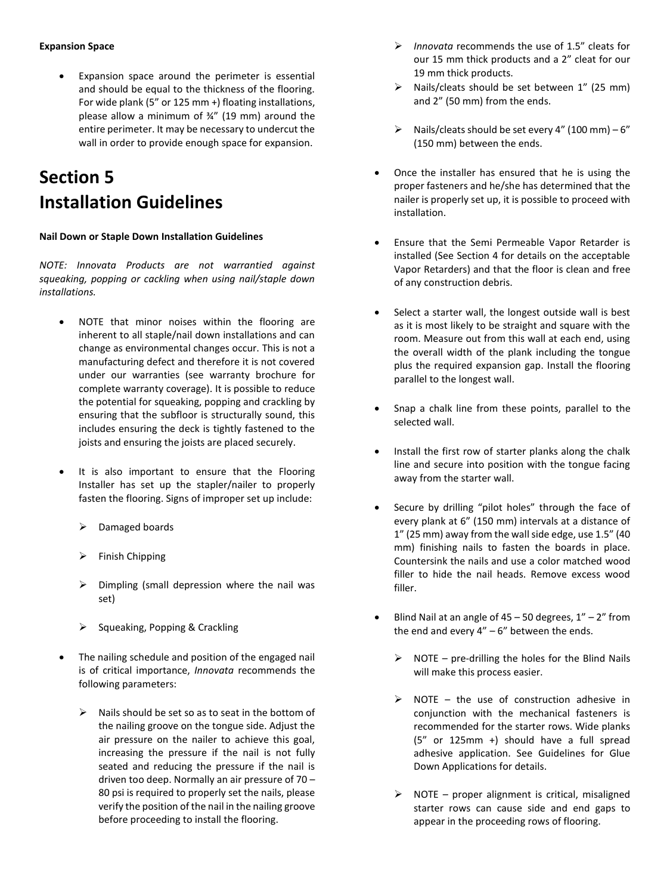**Expansion Space**

- Expansion space around the perimeter is essential and should be equal to the thickness of the flooring. For wide plank (5" or 125 mm +) floating installations, please allow a minimum of ¾" (19 mm) around the entire perimeter. It may be necessary to undercut the wall in order to provide enough space for expansion.

# Section 5
# Installation Guidelines

**Nail Down or Staple Down Installation Guidelines**

*NOTE: Innovata Products are not warrantied against squeaking, popping or cackling when using nail/staple down installations.*

- NOTE that minor noises within the flooring are inherent to all staple/nail down installations and can change as environmental changes occur. This is not a manufacturing defect and therefore it is not covered under our warranties (see warranty brochure for complete warranty coverage). It is possible to reduce the potential for squeaking, popping and crackling by ensuring that the subfloor is structurally sound, this includes ensuring the deck is tightly fastened to the joists and ensuring the joists are placed securely.

- It is also important to ensure that the Flooring Installer has set up the stapler/nailer to properly fasten the flooring. Signs of improper set up include:
    - Damaged boards
    - Finish Chipping
    - Dimpling (small depression where the nail was set)
    - Squeaking, Popping & Crackling

- The nailing schedule and position of the engaged nail is of critical importance, *Innovata* recommends the following parameters:
    - Nails should be set so as to seat in the bottom of the nailing groove on the tongue side. Adjust the air pressure on the nailer to achieve this goal, increasing the pressure if the nail is not fully seated and reducing the pressure if the nail is driven too deep. Normally an air pressure of 70 – 80 psi is required to properly set the nails, please verify the position of the nail in the nailing groove before proceeding to install the flooring.
    - *Innovata* recommends the use of 1.5" cleats for our 15 mm thick products and a 2" cleat for our 19 mm thick products.
    - Nails/cleats should be set between 1" (25 mm) and 2" (50 mm) from the ends.
    - Nails/cleats should be set every 4" (100 mm) – 6" (150 mm) between the ends.

- Once the installer has ensured that he is using the proper fasteners and he/she has determined that the nailer is properly set up, it is possible to proceed with installation.

- Ensure that the Semi Permeable Vapor Retarder is installed (See Section 4 for details on the acceptable Vapor Retarders) and that the floor is clean and free of any construction debris.

- Select a starter wall, the longest outside wall is best as it is most likely to be straight and square with the room. Measure out from this wall at each end, using the overall width of the plank including the tongue plus the required expansion gap. Install the flooring parallel to the longest wall.

- Snap a chalk line from these points, parallel to the selected wall.

- Install the first row of starter planks along the chalk line and secure into position with the tongue facing away from the starter wall.

- Secure by drilling "pilot holes" through the face of every plank at 6" (150 mm) intervals at a distance of 1" (25 mm) away from the wall side edge, use 1.5" (40 mm) finishing nails to fasten the boards in place. Countersink the nails and use a color matched wood filler to hide the nail heads. Remove excess wood filler.

- Blind Nail at an angle of 45 – 50 degrees, 1" – 2" from the end and every 4" – 6" between the ends.
    - NOTE – pre-drilling the holes for the Blind Nails will make this process easier.
    - NOTE – the use of construction adhesive in conjunction with the mechanical fasteners is recommended for the starter rows. Wide planks (5" or 125mm +) should have a full spread adhesive application. See Guidelines for Glue Down Applications for details.
    - NOTE – proper alignment is critical, misaligned starter rows can cause side and end gaps to appear in the proceeding rows of flooring.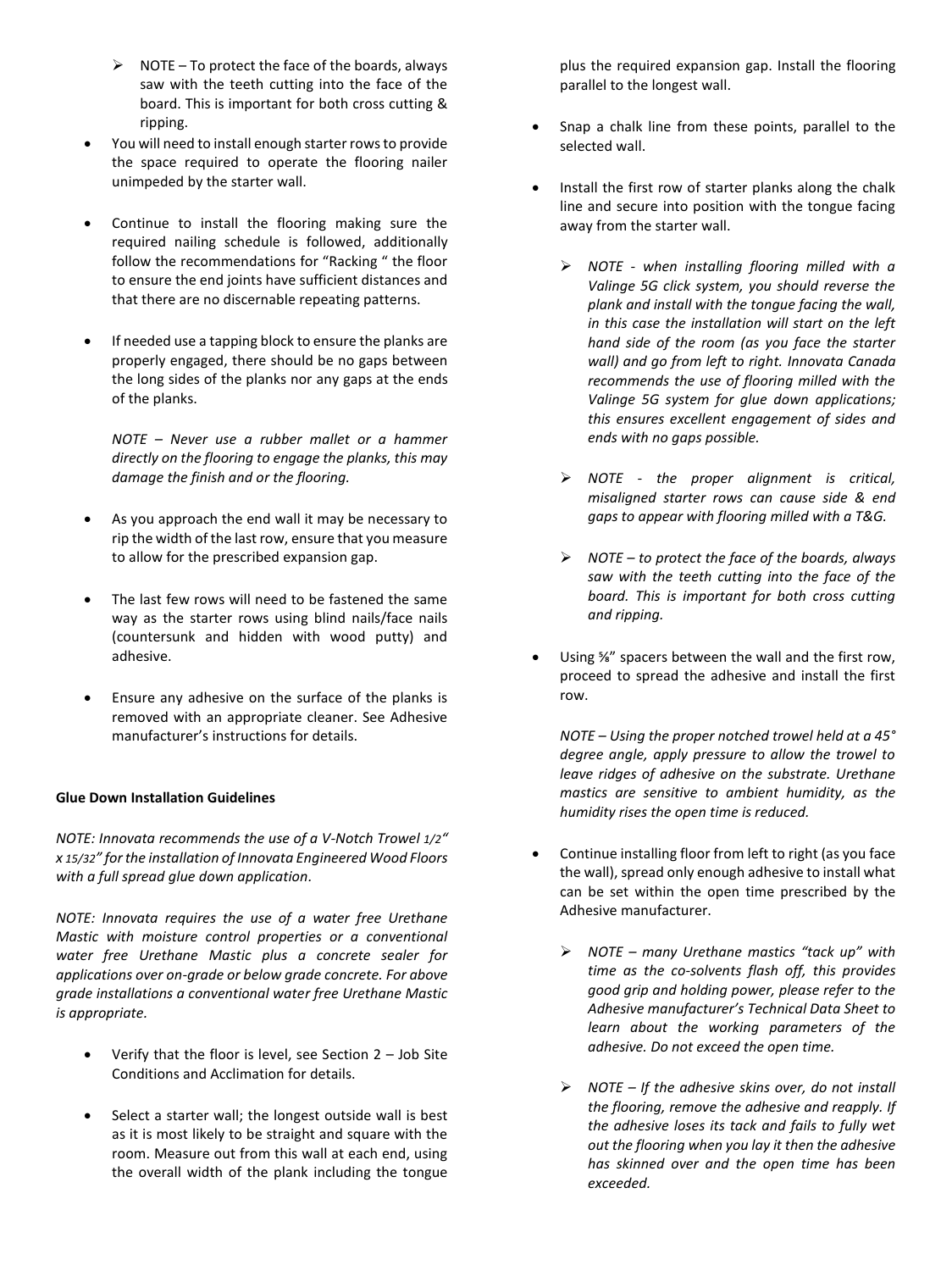- NOTE – To protect the face of the boards, always saw with the teeth cutting into the face of the board. This is important for both cross cutting & ripping.

- You will need to install enough starter rows to provide the space required to operate the flooring nailer unimpeded by the starter wall.

- Continue to install the flooring making sure the required nailing schedule is followed, additionally follow the recommendations for "Racking " the floor to ensure the end joints have sufficient distances and that there are no discernable repeating patterns.

- If needed use a tapping block to ensure the planks are properly engaged, there should be no gaps between the long sides of the planks nor any gaps at the ends of the planks.

  *NOTE – Never use a rubber mallet or a hammer directly on the flooring to engage the planks, this may damage the finish and or the flooring.*

- As you approach the end wall it may be necessary to rip the width of the last row, ensure that you measure to allow for the prescribed expansion gap.

- The last few rows will need to be fastened the same way as the starter rows using blind nails/face nails (countersunk and hidden with wood putty) and adhesive.

- Ensure any adhesive on the surface of the planks is removed with an appropriate cleaner. See Adhesive manufacturer's instructions for details.

**Glue Down Installation Guidelines**

*NOTE: Innovata recommends the use of a V-Notch Trowel 1/2" x 15/32" for the installation of Innovata Engineered Wood Floors with a full spread glue down application.*

*NOTE: Innovata requires the use of a water free Urethane Mastic with moisture control properties or a conventional water free Urethane Mastic plus a concrete sealer for applications over on-grade or below grade concrete. For above grade installations a conventional water free Urethane Mastic is appropriate.*

- Verify that the floor is level, see Section 2 – Job Site Conditions and Acclimation for details.

- Select a starter wall; the longest outside wall is best as it is most likely to be straight and square with the room. Measure out from this wall at each end, using the overall width of the plank including the tongue plus the required expansion gap. Install the flooring parallel to the longest wall.

- Snap a chalk line from these points, parallel to the selected wall.

- Install the first row of starter planks along the chalk line and secure into position with the tongue facing away from the starter wall.

  - *NOTE - when installing flooring milled with a Valinge 5G click system, you should reverse the plank and install with the tongue facing the wall, in this case the installation will start on the left hand side of the room (as you face the starter wall) and go from left to right. Innovata Canada recommends the use of flooring milled with the Valinge 5G system for glue down applications; this ensures excellent engagement of sides and ends with no gaps possible.*

  - *NOTE - the proper alignment is critical, misaligned starter rows can cause side & end gaps to appear with flooring milled with a T&G.*

  - *NOTE – to protect the face of the boards, always saw with the teeth cutting into the face of the board. This is important for both cross cutting and ripping.*

- Using ⅝" spacers between the wall and the first row, proceed to spread the adhesive and install the first row.

  *NOTE – Using the proper notched trowel held at a 45° degree angle, apply pressure to allow the trowel to leave ridges of adhesive on the substrate. Urethane mastics are sensitive to ambient humidity, as the humidity rises the open time is reduced.*

- Continue installing floor from left to right (as you face the wall), spread only enough adhesive to install what can be set within the open time prescribed by the Adhesive manufacturer.

  - *NOTE – many Urethane mastics "tack up" with time as the co-solvents flash off, this provides good grip and holding power, please refer to the Adhesive manufacturer's Technical Data Sheet to learn about the working parameters of the adhesive. Do not exceed the open time.*

  - *NOTE – If the adhesive skins over, do not install the flooring, remove the adhesive and reapply. If the adhesive loses its tack and fails to fully wet out the flooring when you lay it then the adhesive has skinned over and the open time has been exceeded.*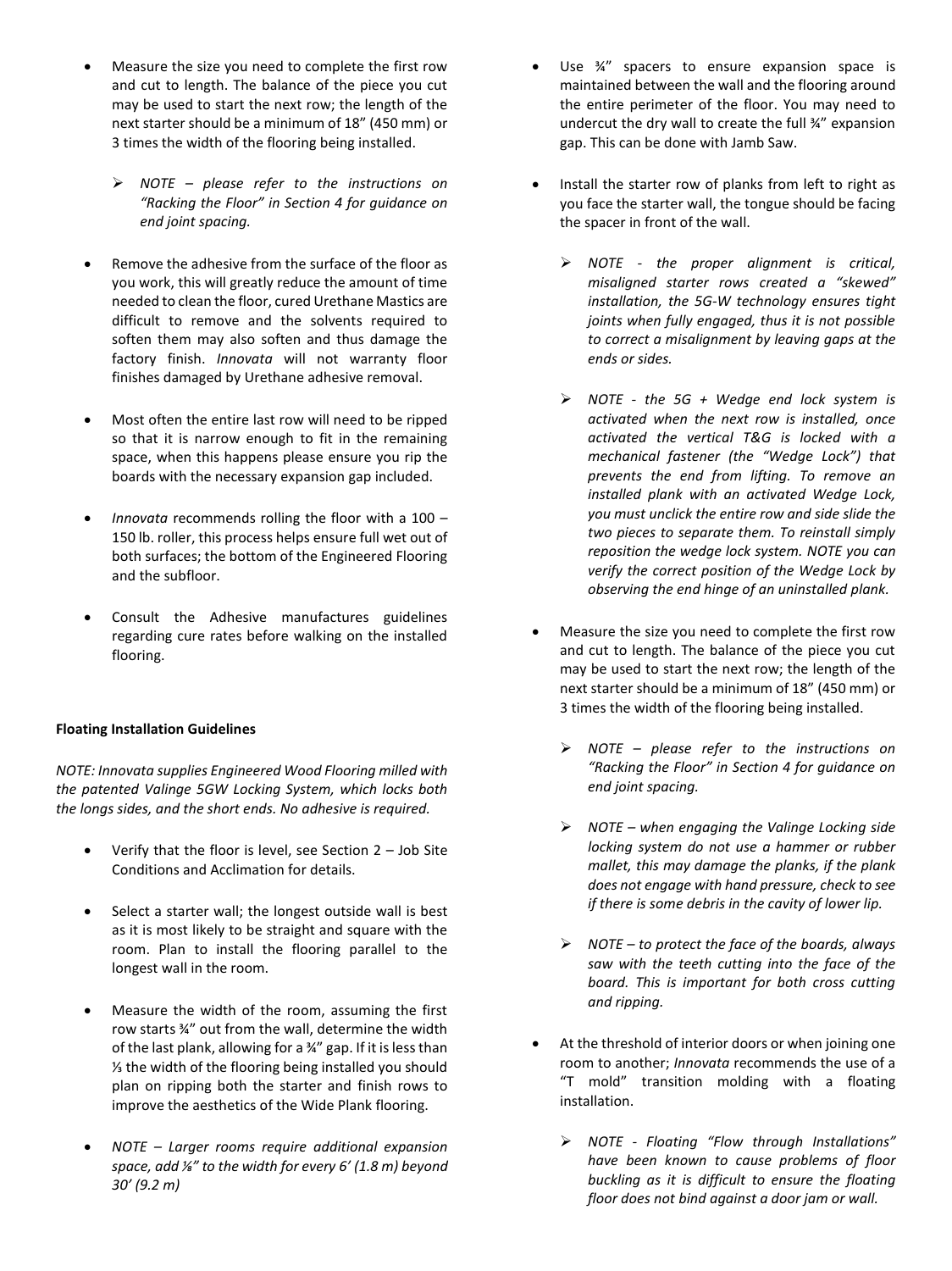- Measure the size you need to complete the first row and cut to length. The balance of the piece you cut may be used to start the next row; the length of the next starter should be a minimum of 18" (450 mm) or 3 times the width of the flooring being installed.
    - *NOTE – please refer to the instructions on "Racking the Floor" in Section 4 for guidance on end joint spacing.*
- Remove the adhesive from the surface of the floor as you work, this will greatly reduce the amount of time needed to clean the floor, cured Urethane Mastics are difficult to remove and the solvents required to soften them may also soften and thus damage the factory finish. *Innovata* will not warranty floor finishes damaged by Urethane adhesive removal.
- Most often the entire last row will need to be ripped so that it is narrow enough to fit in the remaining space, when this happens please ensure you rip the boards with the necessary expansion gap included.
- *Innovata* recommends rolling the floor with a 100 – 150 lb. roller, this process helps ensure full wet out of both surfaces; the bottom of the Engineered Flooring and the subfloor.
- Consult the Adhesive manufactures guidelines regarding cure rates before walking on the installed flooring.

**Floating Installation Guidelines**

*NOTE: Innovata supplies Engineered Wood Flooring milled with the patented Valinge 5GW Locking System, which locks both the longs sides, and the short ends. No adhesive is required.*

- Verify that the floor is level, see Section 2 – Job Site Conditions and Acclimation for details.
- Select a starter wall; the longest outside wall is best as it is most likely to be straight and square with the room. Plan to install the flooring parallel to the longest wall in the room.
- Measure the width of the room, assuming the first row starts ¾" out from the wall, determine the width of the last plank, allowing for a ¾" gap. If it is less than ⅓ the width of the flooring being installed you should plan on ripping both the starter and finish rows to improve the aesthetics of the Wide Plank flooring.
- *NOTE – Larger rooms require additional expansion space, add ⅛" to the width for every 6' (1.8 m) beyond 30' (9.2 m)*
- Use ¾" spacers to ensure expansion space is maintained between the wall and the flooring around the entire perimeter of the floor. You may need to undercut the dry wall to create the full ¾" expansion gap. This can be done with Jamb Saw.
- Install the starter row of planks from left to right as you face the starter wall, the tongue should be facing the spacer in front of the wall.
    - *NOTE - the proper alignment is critical, misaligned starter rows created a "skewed" installation, the 5G-W technology ensures tight joints when fully engaged, thus it is not possible to correct a misalignment by leaving gaps at the ends or sides.*
    - *NOTE - the 5G + Wedge end lock system is activated when the next row is installed, once activated the vertical T&G is locked with a mechanical fastener (the "Wedge Lock") that prevents the end from lifting. To remove an installed plank with an activated Wedge Lock, you must unclick the entire row and side slide the two pieces to separate them. To reinstall simply reposition the wedge lock system. NOTE you can verify the correct position of the Wedge Lock by observing the end hinge of an uninstalled plank.*
- Measure the size you need to complete the first row and cut to length. The balance of the piece you cut may be used to start the next row; the length of the next starter should be a minimum of 18" (450 mm) or 3 times the width of the flooring being installed.
    - *NOTE – please refer to the instructions on "Racking the Floor" in Section 4 for guidance on end joint spacing.*
    - *NOTE – when engaging the Valinge Locking side locking system do not use a hammer or rubber mallet, this may damage the planks, if the plank does not engage with hand pressure, check to see if there is some debris in the cavity of lower lip.*
    - *NOTE – to protect the face of the boards, always saw with the teeth cutting into the face of the board. This is important for both cross cutting and ripping.*
- At the threshold of interior doors or when joining one room to another; *Innovata* recommends the use of a "T mold" transition molding with a floating installation.
    - *NOTE - Floating "Flow through Installations" have been known to cause problems of floor buckling as it is difficult to ensure the floating floor does not bind against a door jam or wall.*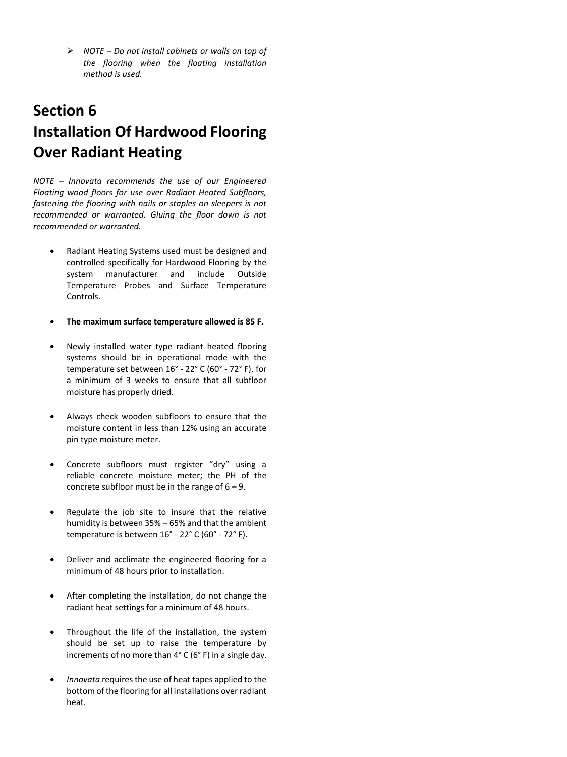- *NOTE – Do not install cabinets or walls on top of the flooring when the floating installation method is used.*

# Section 6
# Installation Of Hardwood Flooring Over Radiant Heating

*NOTE – Innovata recommends the use of our Engineered Floating wood floors for use over Radiant Heated Subfloors, fastening the flooring with nails or staples on sleepers is not recommended or warranted. Gluing the floor down is not recommended or warranted.*

- Radiant Heating Systems used must be designed and controlled specifically for Hardwood Flooring by the system manufacturer and include Outside Temperature Probes and Surface Temperature Controls.
- **The maximum surface temperature allowed is 85 F.**
- Newly installed water type radiant heated flooring systems should be in operational mode with the temperature set between 16° - 22° C (60° - 72° F), for a minimum of 3 weeks to ensure that all subfloor moisture has properly dried.
- Always check wooden subfloors to ensure that the moisture content in less than 12% using an accurate pin type moisture meter.
- Concrete subfloors must register "dry" using a reliable concrete moisture meter; the PH of the concrete subfloor must be in the range of 6 – 9.
- Regulate the job site to insure that the relative humidity is between 35% – 65% and that the ambient temperature is between 16° - 22° C (60° - 72° F).
- Deliver and acclimate the engineered flooring for a minimum of 48 hours prior to installation.
- After completing the installation, do not change the radiant heat settings for a minimum of 48 hours.
- Throughout the life of the installation, the system should be set up to raise the temperature by increments of no more than 4° C (6° F) in a single day.
- *Innovata* requires the use of heat tapes applied to the bottom of the flooring for all installations over radiant heat.